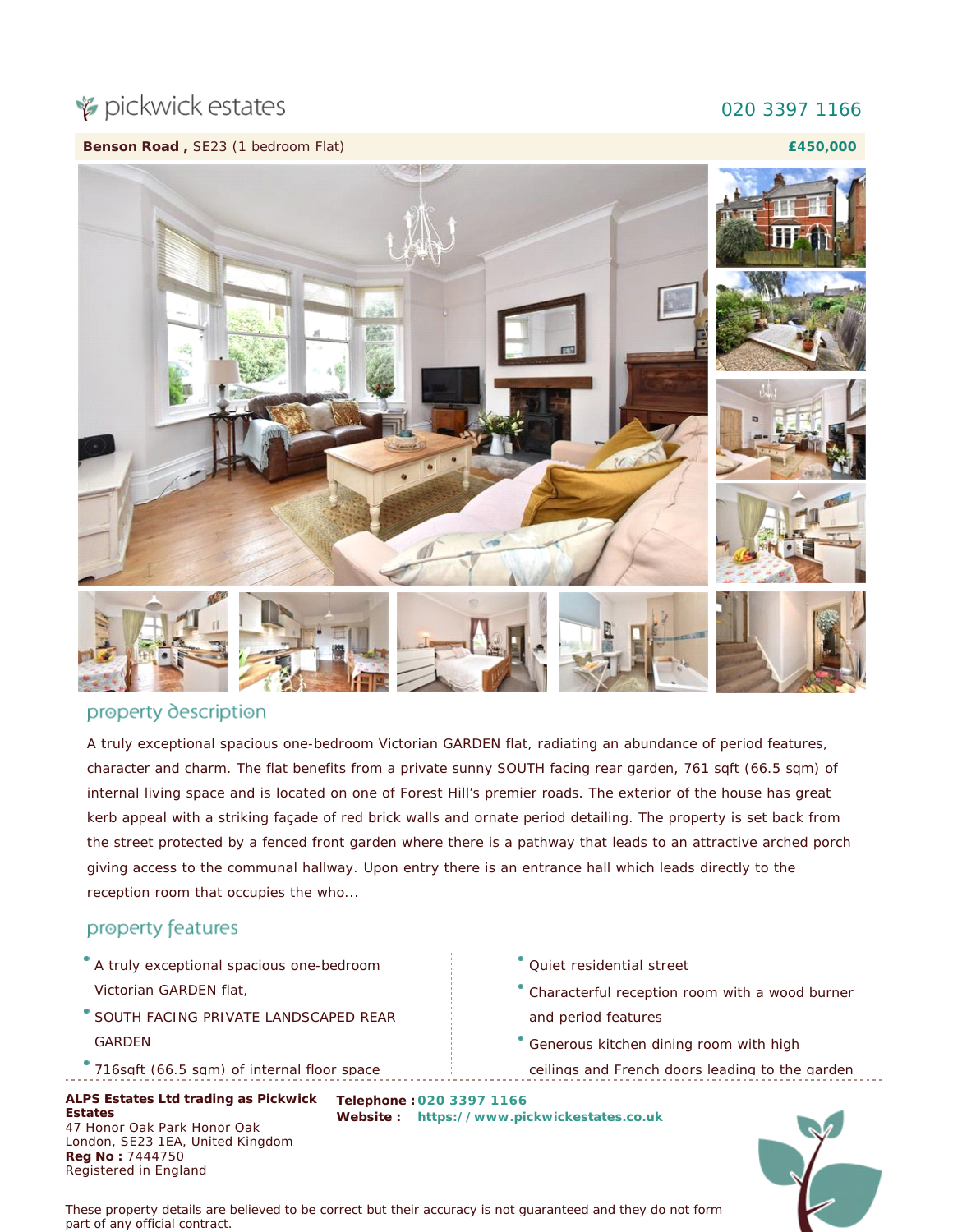pickwick estates

020 3397 1166

**Benson Road ,** SE23 (1 bedroom Flat) **£450,000**

## property description

A truly exceptional spacious one-bedroom Victorian GARDEN flat, radiating an abundance of period features, character and charm. The flat benefits from a private sunny SOUTH facing rear garden, 761 sqft (66.5 sqm) of internal living space and is located on one of Forest Hill's premier roads. The exterior of the house has great kerb appeal with a striking façade of red brick walls and ornate period detailing. The property is set back from the street protected by a fenced front garden where there is a pathway that leads to an attractive arched porch giving access to the communal hallway. Upon entry there is an entrance hall which leads directly to the reception room that occupies the who...

## property features

- A truly exceptional spacious one-bedroom Victorian GARDEN flat,
- SOUTH FACING PRIVATE LANDSCAPED REAR GARDEN
- 716sqft (66.5 sqm) of internal floor space
- Quiet residential street
- Characterful reception room with a wood burner and period features
- Generous kitchen dining room with high ceilings and French doors leading to the garden

**ALPS Estates Ltd trading as Pickwick Estates**
47 Honor Oak Park Honor Oak
London, SE23 1EA, United Kingdom
**Reg No :** 7444750
Registered in England

**Telephone :** 020 3397 1166
**Website :** https://www.pickwickestates.co.uk

These property details are believed to be correct but their accuracy is not guaranteed and they do not form part of any official contract.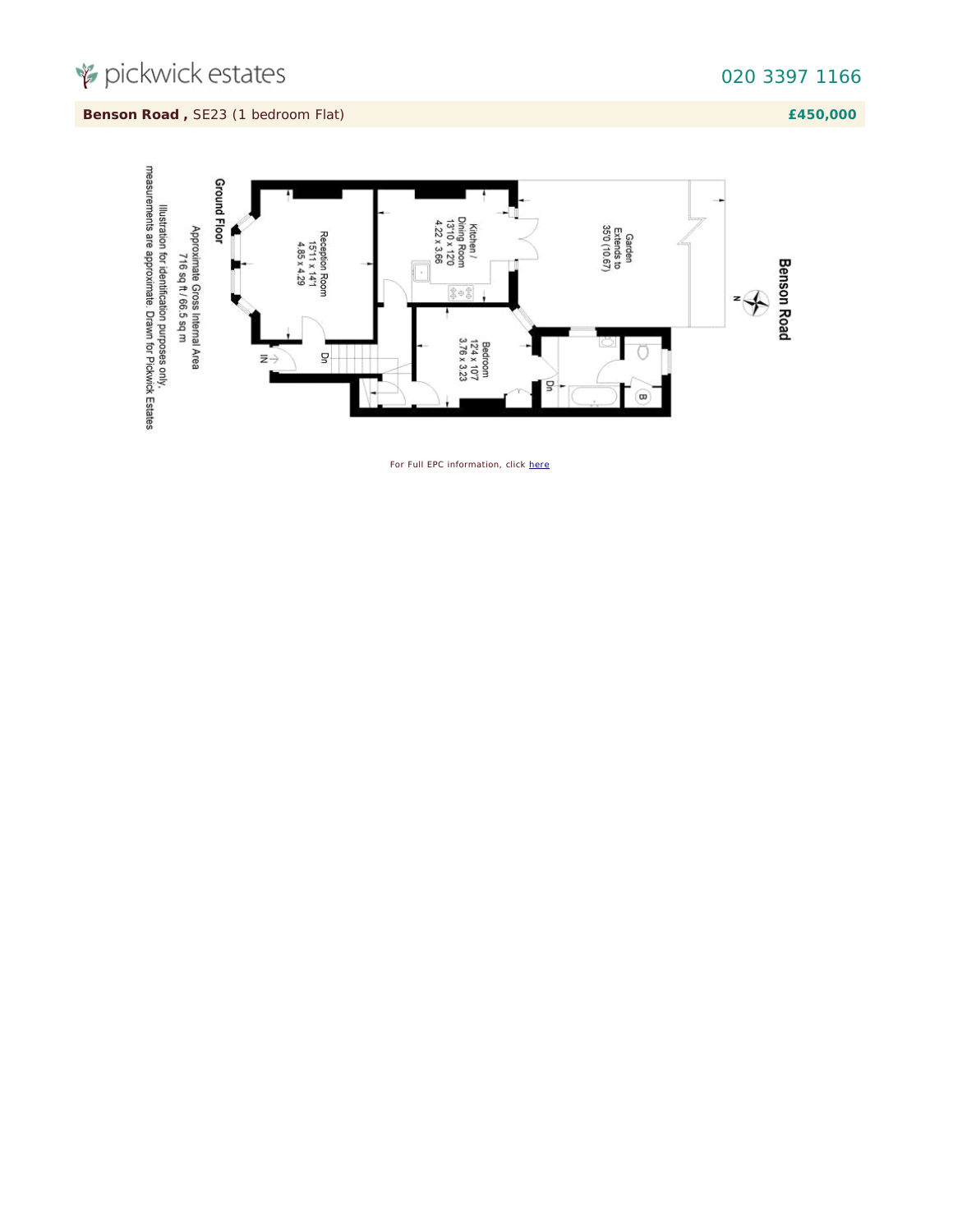pickwick estates

020 3397 1166

**Benson Road ,** SE23 (1 bedroom Flat) **£450,000**

Ground Floor

Reception Room
15'11 x 14'1
4.85 x 4.29

Kitchen / Dining Room
13'10 x 12'0
4.22 x 3.66

Garden
Extends to
35'0 (10.67)

Bedroom
12'4 x 10'7
3.76 x 3.23

Benson Road

N

IN

Dn

Dn

B

Approximate Gross Internal Area
716 sq ft / 66.5 sq m

Illustration for identification purposes only,
measurements are approximate. Drawn for Pickwick Estates

For Full EPC information, click here